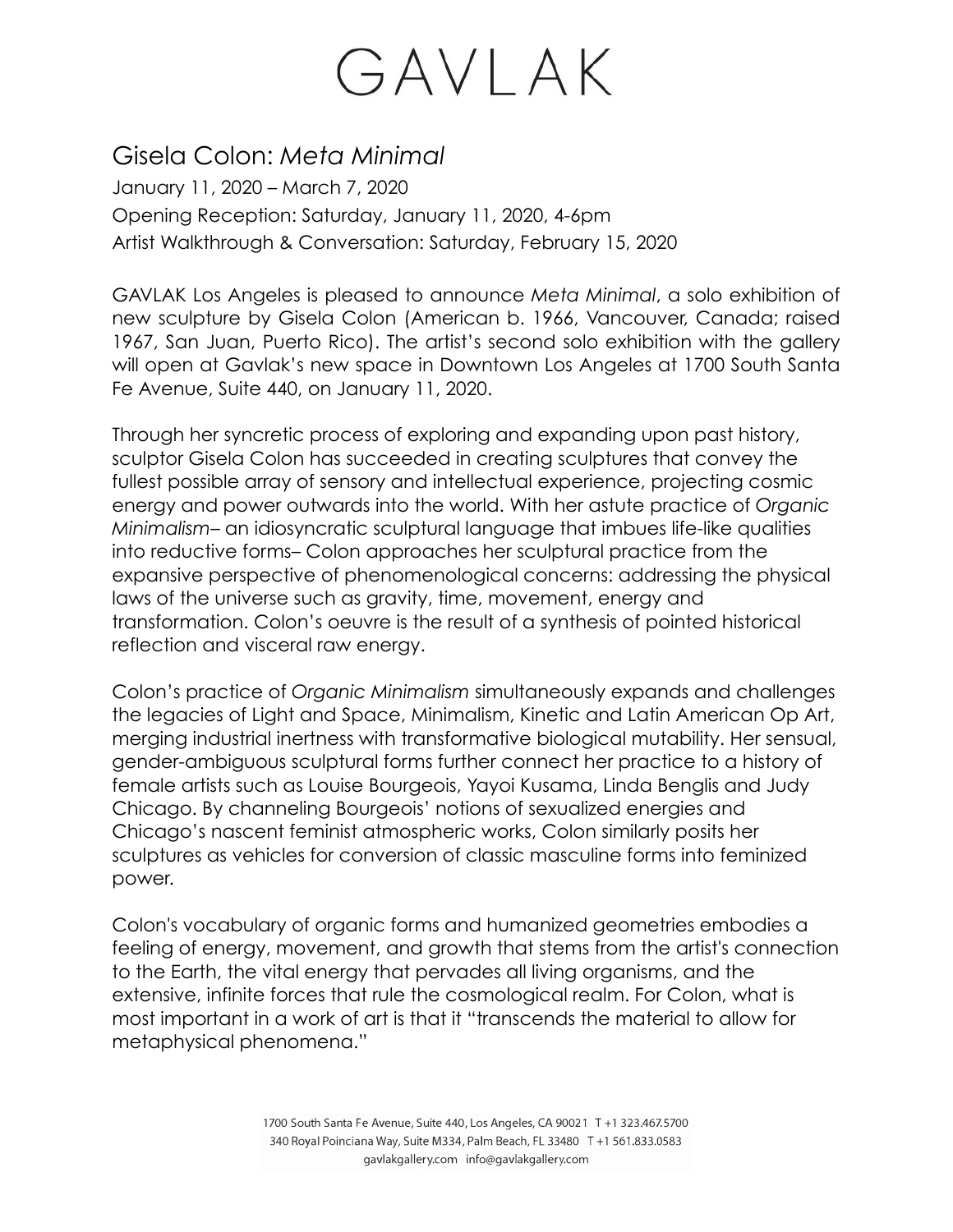# GAVLAK

## Gisela Colon: *Meta Minimal*

January 11, 2020 – March 7, 2020
Opening Reception: Saturday, January 11, 2020, 4-6pm
Artist Walkthrough & Conversation: Saturday, February 15, 2020

GAVLAK Los Angeles is pleased to announce *Meta Minimal*, a solo exhibition of new sculpture by Gisela Colon (American b. 1966, Vancouver, Canada; raised 1967, San Juan, Puerto Rico). The artist's second solo exhibition with the gallery will open at Gavlak's new space in Downtown Los Angeles at 1700 South Santa Fe Avenue, Suite 440, on January 11, 2020.

Through her syncretic process of exploring and expanding upon past history, sculptor Gisela Colon has succeeded in creating sculptures that convey the fullest possible array of sensory and intellectual experience, projecting cosmic energy and power outwards into the world. With her astute practice of *Organic Minimalism*– an idiosyncratic sculptural language that imbues life-like qualities into reductive forms– Colon approaches her sculptural practice from the expansive perspective of phenomenological concerns: addressing the physical laws of the universe such as gravity, time, movement, energy and transformation. Colon's oeuvre is the result of a synthesis of pointed historical reflection and visceral raw energy.

Colon's practice of *Organic Minimalism* simultaneously expands and challenges the legacies of Light and Space, Minimalism, Kinetic and Latin American Op Art, merging industrial inertness with transformative biological mutability. Her sensual, gender-ambiguous sculptural forms further connect her practice to a history of female artists such as Louise Bourgeois, Yayoi Kusama, Linda Benglis and Judy Chicago. By channeling Bourgeois' notions of sexualized energies and Chicago's nascent feminist atmospheric works, Colon similarly posits her sculptures as vehicles for conversion of classic masculine forms into feminized power.

Colon's vocabulary of organic forms and humanized geometries embodies a feeling of energy, movement, and growth that stems from the artist's connection to the Earth, the vital energy that pervades all living organisms, and the extensive, infinite forces that rule the cosmological realm. For Colon, what is most important in a work of art is that it "transcends the material to allow for metaphysical phenomena."

1700 South Santa Fe Avenue, Suite 440, Los Angeles, CA 90021 T +1 323.467.5700
340 Royal Poinciana Way, Suite M334, Palm Beach, FL 33480 T +1 561.833.0583
gavlakgallery.com info@gavlakgallery.com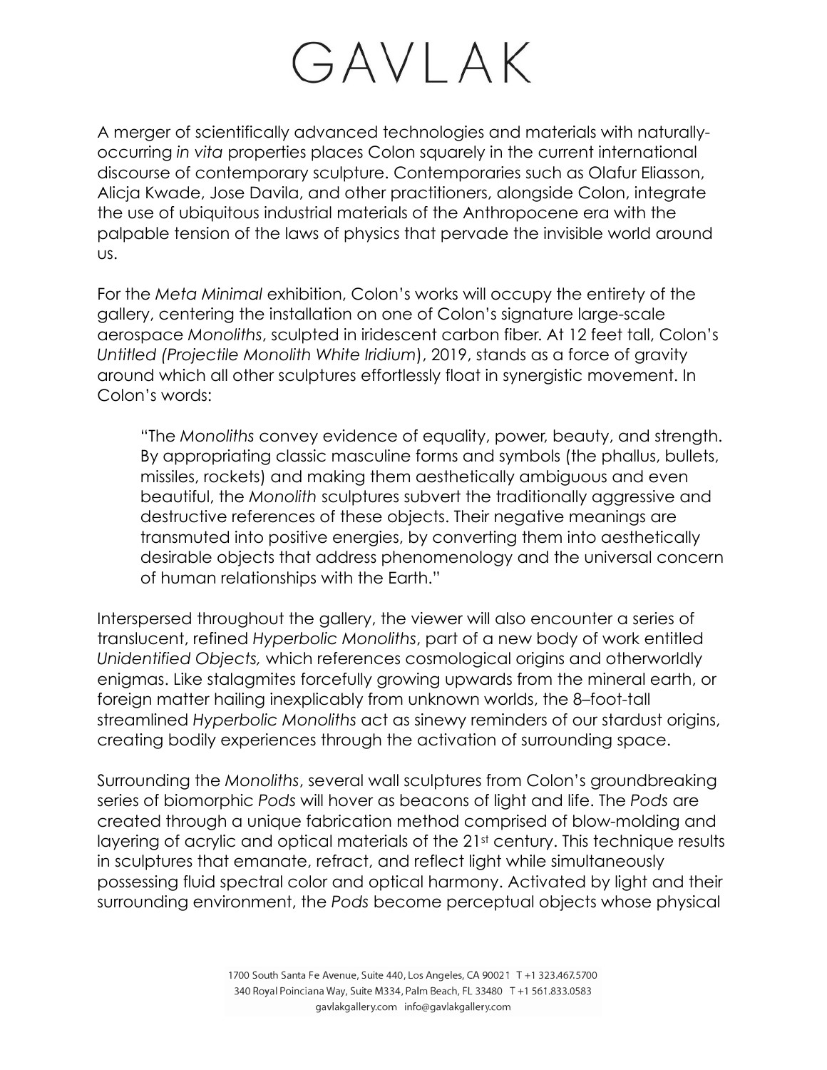A merger of scientifically advanced technologies and materials with naturally-occurring *in vita* properties places Colon squarely in the current international discourse of contemporary sculpture. Contemporaries such as Olafur Eliasson, Alicja Kwade, Jose Davila, and other practitioners, alongside Colon, integrate the use of ubiquitous industrial materials of the Anthropocene era with the palpable tension of the laws of physics that pervade the invisible world around us.

For the *Meta Minimal* exhibition, Colon's works will occupy the entirety of the gallery, centering the installation on one of Colon's signature large-scale aerospace *Monoliths*, sculpted in iridescent carbon fiber. At 12 feet tall, Colon's *Untitled (Projectile Monolith White Iridium)*, 2019, stands as a force of gravity around which all other sculptures effortlessly float in synergistic movement. In Colon's words:

> "The *Monoliths* convey evidence of equality, power, beauty, and strength. By appropriating classic masculine forms and symbols (the phallus, bullets, missiles, rockets) and making them aesthetically ambiguous and even beautiful, the *Monolith* sculptures subvert the traditionally aggressive and destructive references of these objects. Their negative meanings are transmuted into positive energies, by converting them into aesthetically desirable objects that address phenomenology and the universal concern of human relationships with the Earth."

Interspersed throughout the gallery, the viewer will also encounter a series of translucent, refined *Hyperbolic Monoliths*, part of a new body of work entitled *Unidentified Objects,* which references cosmological origins and otherworldly enigmas. Like stalagmites forcefully growing upwards from the mineral earth, or foreign matter hailing inexplicably from unknown worlds, the 8–foot-tall streamlined *Hyperbolic Monoliths* act as sinewy reminders of our stardust origins, creating bodily experiences through the activation of surrounding space.

Surrounding the *Monoliths*, several wall sculptures from Colon's groundbreaking series of biomorphic *Pods* will hover as beacons of light and life. The *Pods* are created through a unique fabrication method comprised of blow-molding and layering of acrylic and optical materials of the 21st century. This technique results in sculptures that emanate, refract, and reflect light while simultaneously possessing fluid spectral color and optical harmony. Activated by light and their surrounding environment, the *Pods* become perceptual objects whose physical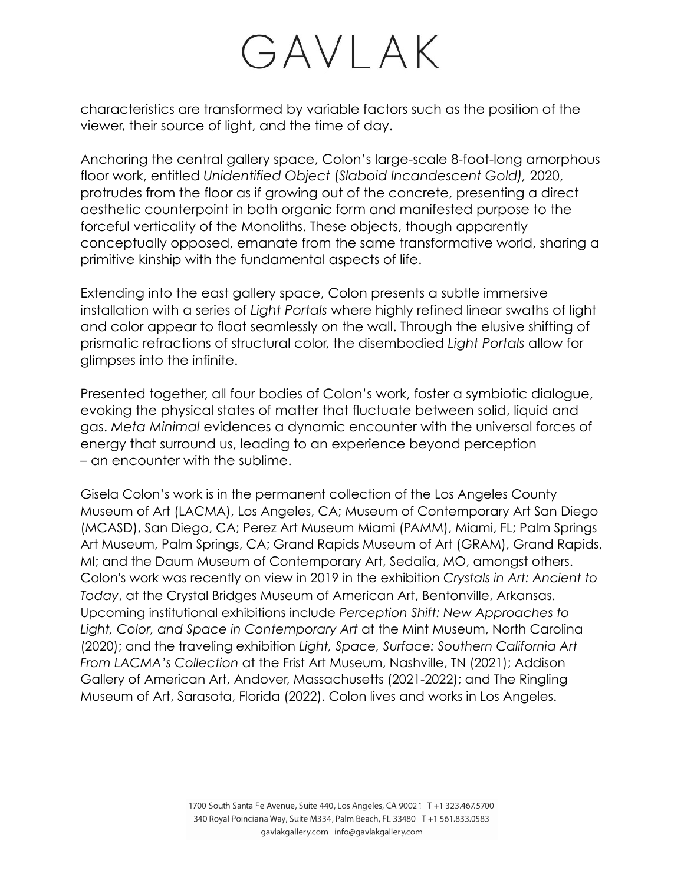characteristics are transformed by variable factors such as the position of the viewer, their source of light, and the time of day.

Anchoring the central gallery space, Colon's large-scale 8-foot-long amorphous floor work, entitled *Unidentified Object (Slaboid Incandescent Gold),* 2020, protrudes from the floor as if growing out of the concrete, presenting a direct aesthetic counterpoint in both organic form and manifested purpose to the forceful verticality of the Monoliths. These objects, though apparently conceptually opposed, emanate from the same transformative world, sharing a primitive kinship with the fundamental aspects of life.

Extending into the east gallery space, Colon presents a subtle immersive installation with a series of *Light Portals* where highly refined linear swaths of light and color appear to float seamlessly on the wall. Through the elusive shifting of prismatic refractions of structural color, the disembodied *Light Portals* allow for glimpses into the infinite.

Presented together, all four bodies of Colon's work, foster a symbiotic dialogue, evoking the physical states of matter that fluctuate between solid, liquid and gas. *Meta Minimal* evidences a dynamic encounter with the universal forces of energy that surround us, leading to an experience beyond perception – an encounter with the sublime.

Gisela Colon's work is in the permanent collection of the Los Angeles County Museum of Art (LACMA), Los Angeles, CA; Museum of Contemporary Art San Diego (MCASD), San Diego, CA; Perez Art Museum Miami (PAMM), Miami, FL; Palm Springs Art Museum, Palm Springs, CA; Grand Rapids Museum of Art (GRAM), Grand Rapids, MI; and the Daum Museum of Contemporary Art, Sedalia, MO, amongst others. Colon's work was recently on view in 2019 in the exhibition *Crystals in Art: Ancient to Today*, at the Crystal Bridges Museum of American Art, Bentonville, Arkansas. Upcoming institutional exhibitions include *Perception Shift: New Approaches to Light, Color, and Space in Contemporary Art* at the Mint Museum, North Carolina (2020); and the traveling exhibition *Light, Space, Surface: Southern California Art From LACMA's Collection* at the Frist Art Museum, Nashville, TN (2021); Addison Gallery of American Art, Andover, Massachusetts (2021-2022); and The Ringling Museum of Art, Sarasota, Florida (2022). Colon lives and works in Los Angeles.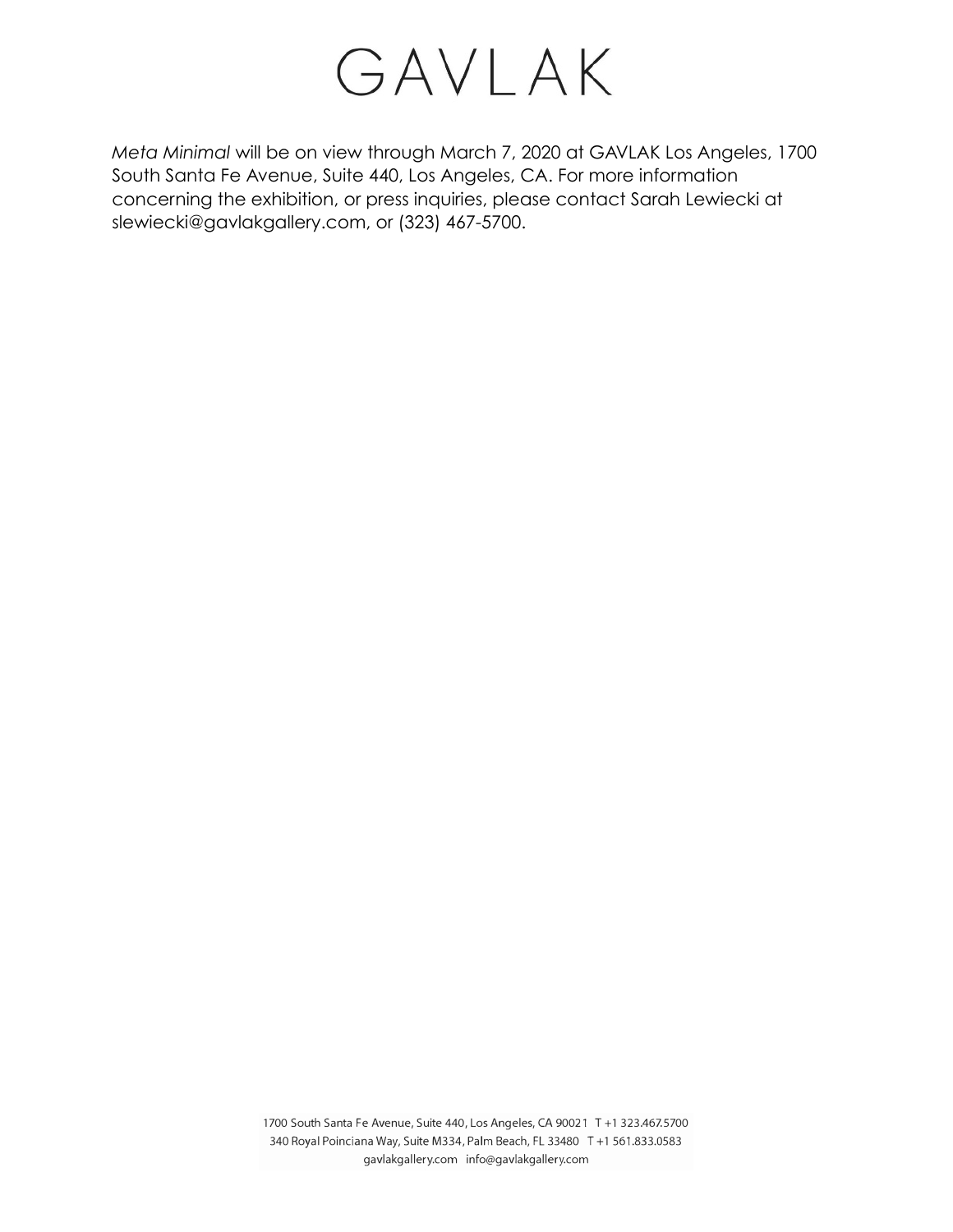*Meta Minimal* will be on view through March 7, 2020 at GAVLAK Los Angeles, 1700 South Santa Fe Avenue, Suite 440, Los Angeles, CA. For more information concerning the exhibition, or press inquiries, please contact Sarah Lewiecki at slewiecki@gavlakgallery.com, or (323) 467-5700.